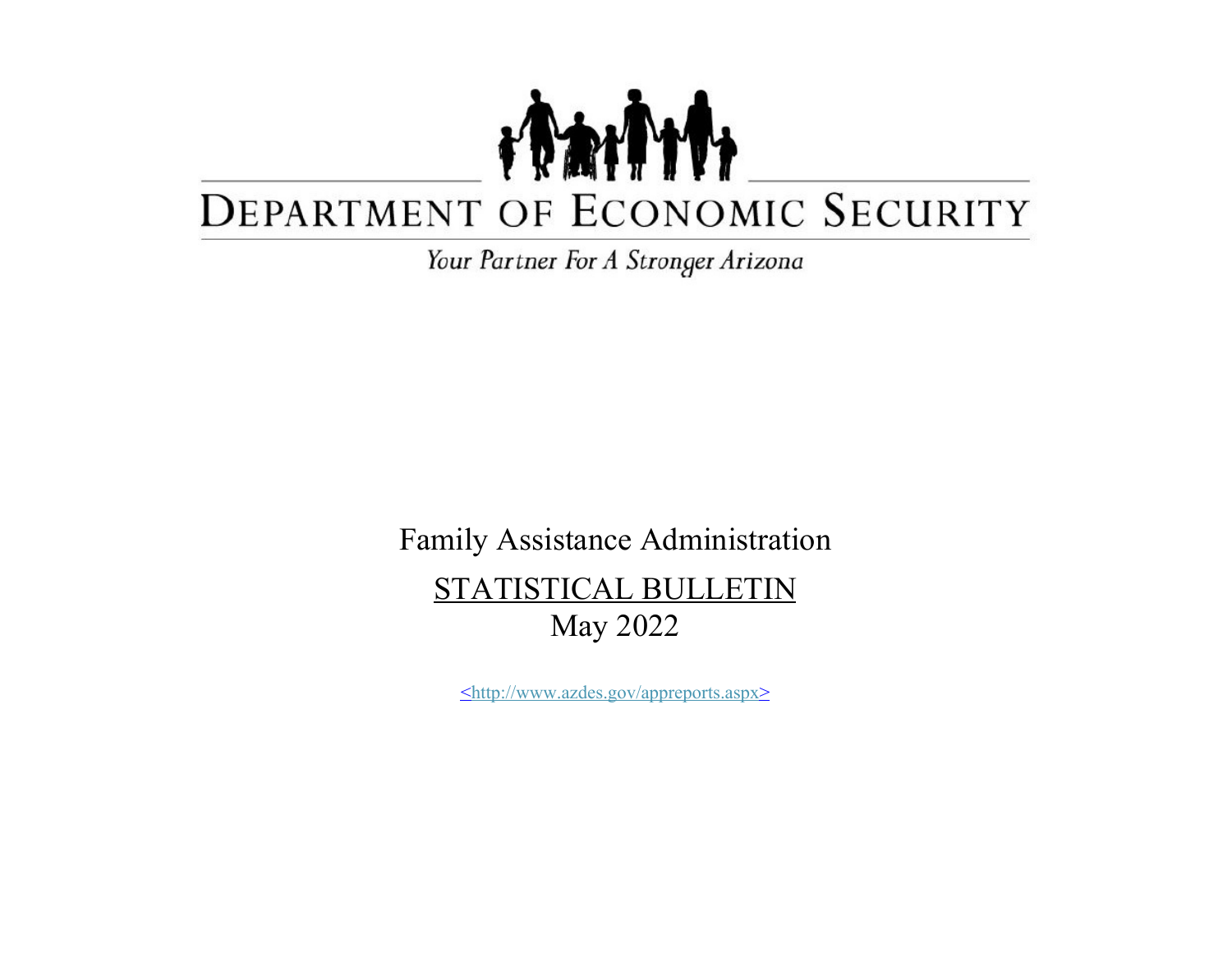# DEPARTMENT OF ECONOMIC SECURITY

*Your Partner For A Stronger Arizona*

Family Assistance Administration

STATISTICAL BULLETIN

May 2022

<http://www.azdes.gov/appreports.aspx>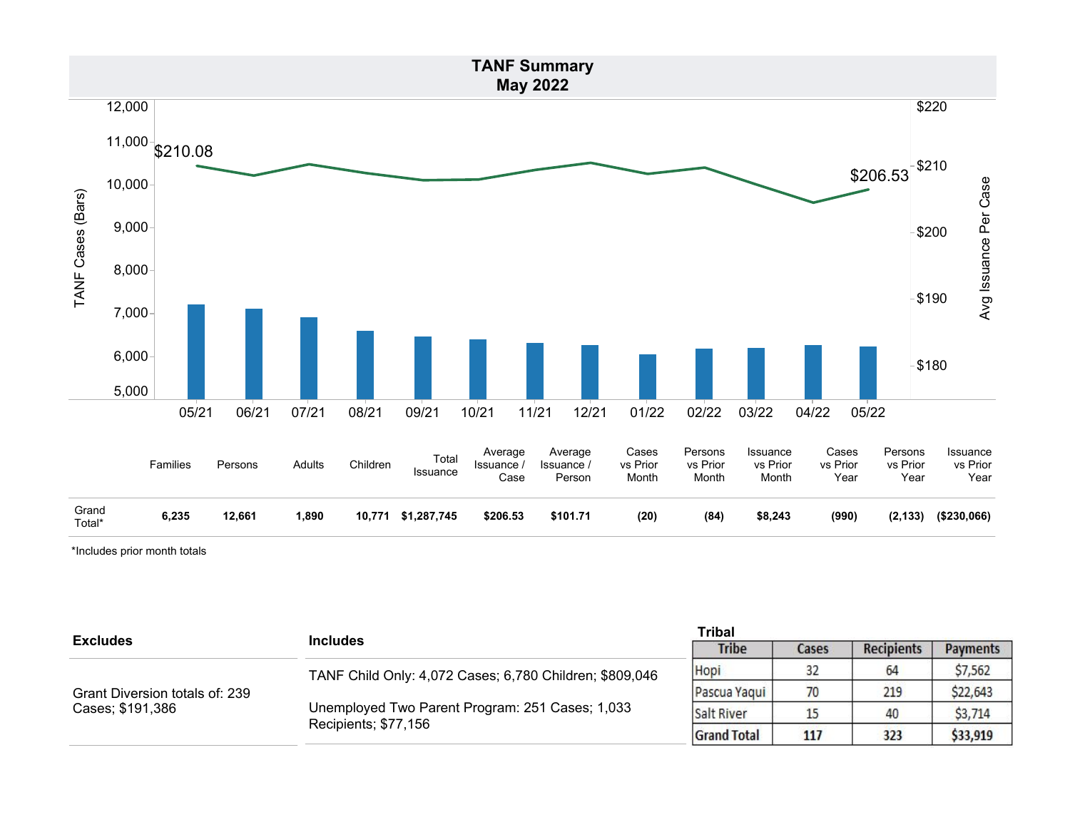# TANF Summary
## May 2022

TANF Cases (Bars)

12,000
11,000
10,000
9,000
8,000
7,000
6,000
5,000

Avg Issuance Per Case

$220
$210
$200
$190
$180

$210.08

$206.53

05/21 06/21 07/21 08/21 09/21 10/21 11/21 12/21 01/22 02/22 03/22 04/22 05/22

| | Families | Persons | Adults | Children | Total Issuance | Average Issuance / Case | Average Issuance / Person | Cases vs Prior Month | Persons vs Prior Month | Issuance vs Prior Month | Cases vs Prior Year | Persons vs Prior Year | Issuance vs Prior Year |
|---|---|---|---|---|---|---|---|---|---|---|---|---|---|
| Grand Total* | **6,235** | **12,661** | **1,890** | **10,771** | **$1,287,745** | **$206.53** | **$101.71** | **(20)** | **(84)** | **$8,243** | **(990)** | **(2,133)** | **($230,066)** |

*Includes prior month totals

| Excludes | Includes |
|---|---|
| Grant Diversion totals of: 239 Cases; $191,386 | TANF Child Only: 4,072 Cases; 6,780 Children; $809,046 |
| | Unemployed Two Parent Program: 251 Cases; 1,033 Recipients; $77,156 |

**Tribal**

| Tribe | Cases | Recipients | Payments |
|---|---|---|---|
| Hopi | 32 | 64 | $7,562 |
| Pascua Yaqui | 70 | 219 | $22,643 |
| Salt River | 15 | 40 | $3,714 |
| **Grand Total** | **117** | **323** | **$33,919** |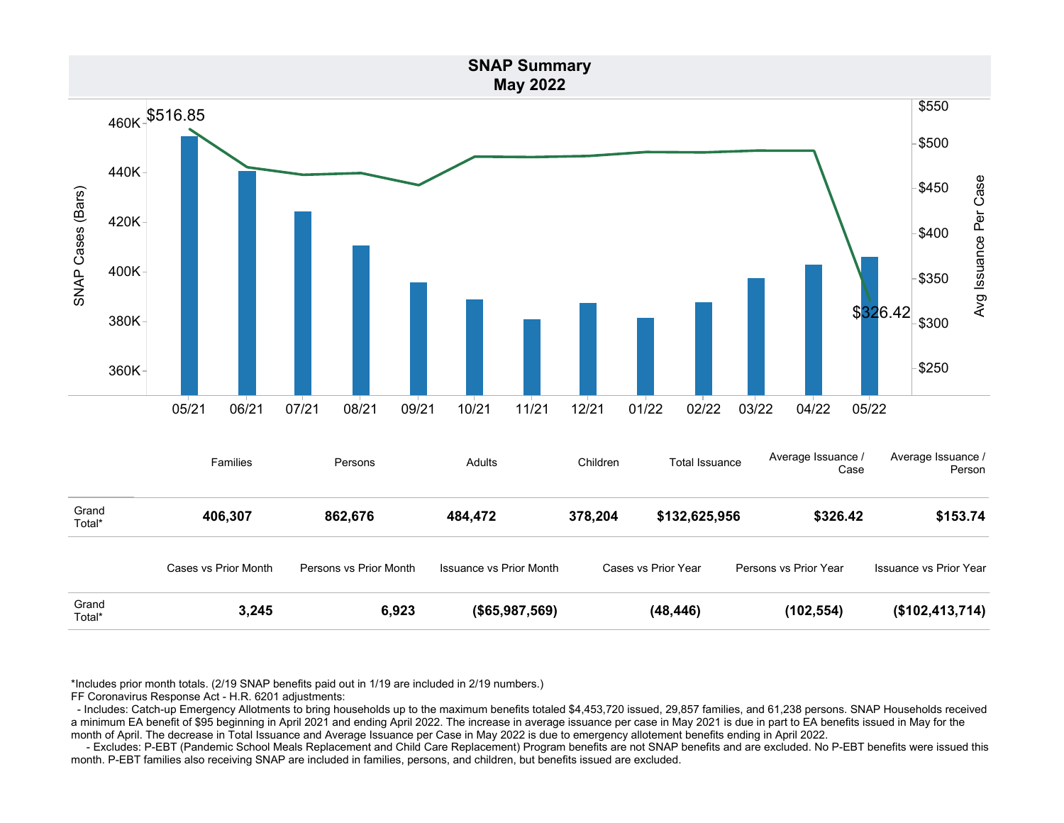# SNAP Summary
## May 2022

SNAP Cases (Bars)

Avg Issuance Per Case

460K
440K
420K
400K
380K
360K

$550
$500
$450
$400
$350
$300
$250

$516.85

$326.42

05/21 06/21 07/21 08/21 09/21 10/21 11/21 12/21 01/22 02/22 03/22 04/22 05/22

| | Families | Persons | Adults | Children | Total Issuance | Average Issuance / Case | Average Issuance / Person |
|---|---|---|---|---|---|---|---|
| Grand Total* | **406,307** | **862,676** | **484,472** | **378,204** | **$132,625,956** | **$326.42** | **$153.74** |

| | Cases vs Prior Month | Persons vs Prior Month | Issuance vs Prior Month | Cases vs Prior Year | Persons vs Prior Year | Issuance vs Prior Year |
|---|---|---|---|---|---|---|
| Grand Total* | **3,245** | **6,923** | **($65,987,569)** | **(48,446)** | **(102,554)** | **($102,413,714)** |

*Includes prior month totals. (2/19 SNAP benefits paid out in 1/19 are included in 2/19 numbers.)
FF Coronavirus Response Act - H.R. 6201 adjustments:
- Includes: Catch-up Emergency Allotments to bring households up to the maximum benefits totaled $4,453,720 issued, 29,857 families, and 61,238 persons. SNAP Households received a minimum EA benefit of $95 beginning in April 2021 and ending April 2022. The increase in average issuance per case in May 2021 is due in part to EA benefits issued in May for the month of April. The decrease in Total Issuance and Average Issuance per Case in May 2022 is due to emergency allotement benefits ending in April 2022.
- Excludes: P-EBT (Pandemic School Meals Replacement and Child Care Replacement) Program benefits are not SNAP benefits and are excluded. No P-EBT benefits were issued this month. P-EBT families also receiving SNAP are included in families, persons, and children, but benefits issued are excluded.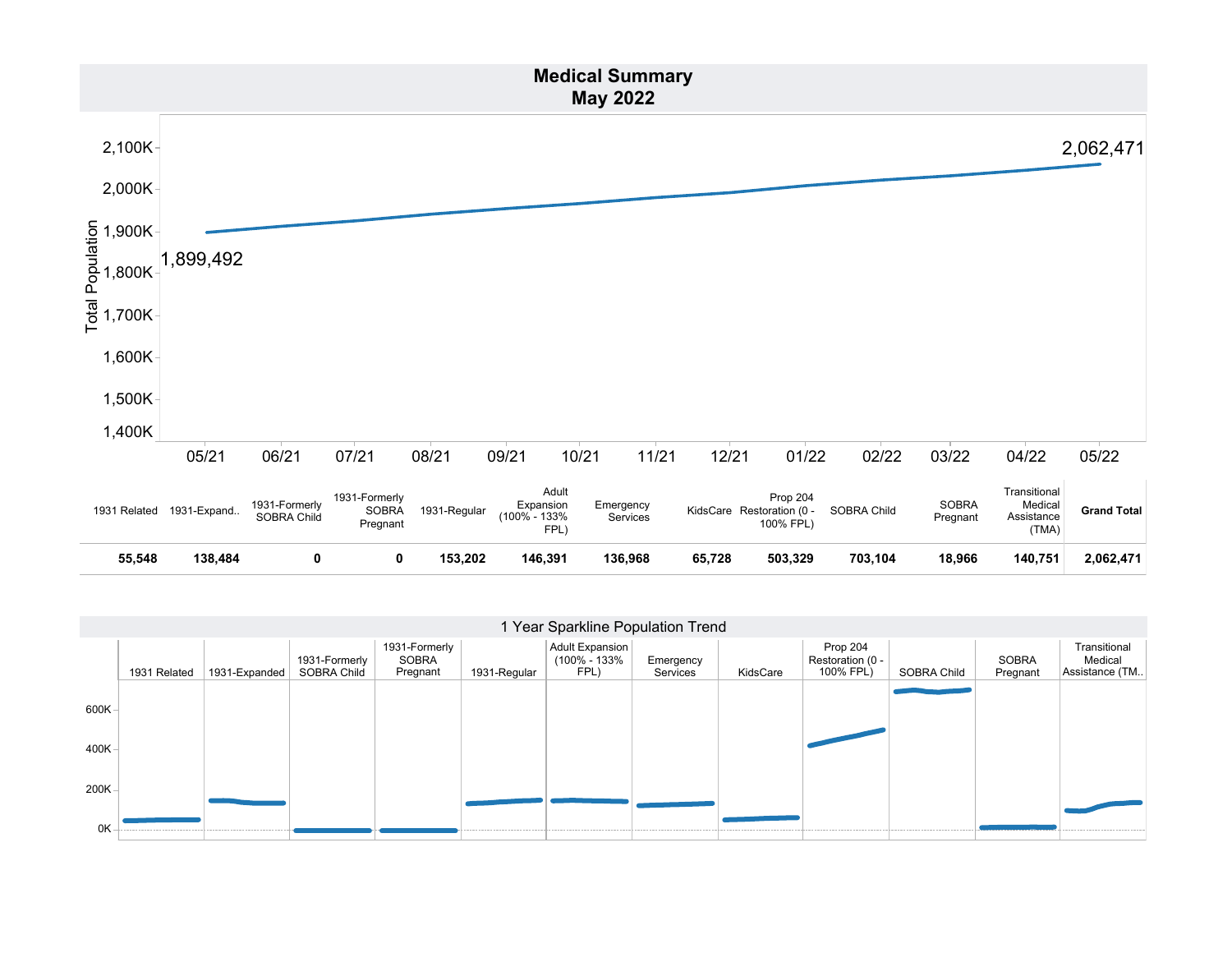# Medical Summary
## May 2022

Total Population

1,899,492 (05/21) — 2,062,471 (05/22)

Y-axis: 1,400K, 1,500K, 1,600K, 1,700K, 1,800K, 1,900K, 2,000K, 2,100K

X-axis: 05/21, 06/21, 07/21, 08/21, 09/21, 10/21, 11/21, 12/21, 01/22, 02/22, 03/22, 04/22, 05/22

| 1931 Related | 1931-Expand.. | 1931-Formerly SOBRA Child | 1931-Formerly SOBRA Pregnant | 1931-Regular | Adult Expansion (100% - 133% FPL) | Emergency Services | KidsCare | Prop 204 Restoration (0 - 100% FPL) | SOBRA Child | SOBRA Pregnant | Transitional Medical Assistance (TMA) | Grand Total |
|---|---|---|---|---|---|---|---|---|---|---|---|---|
| **55,548** | **138,484** | **0** | **0** | **153,202** | **146,391** | **136,968** | **65,728** | **503,329** | **703,104** | **18,966** | **140,751** | **2,062,471** |

### 1 Year Sparkline Population Trend

1931 Related | 1931-Expanded | 1931-Formerly SOBRA Child | 1931-Formerly SOBRA Pregnant | 1931-Regular | Adult Expansion (100% - 133% FPL) | Emergency Services | KidsCare | Prop 204 Restoration (0 - 100% FPL) | SOBRA Child | SOBRA Pregnant | Transitional Medical Assistance (TM..

Y-axis: 0K, 200K, 400K, 600K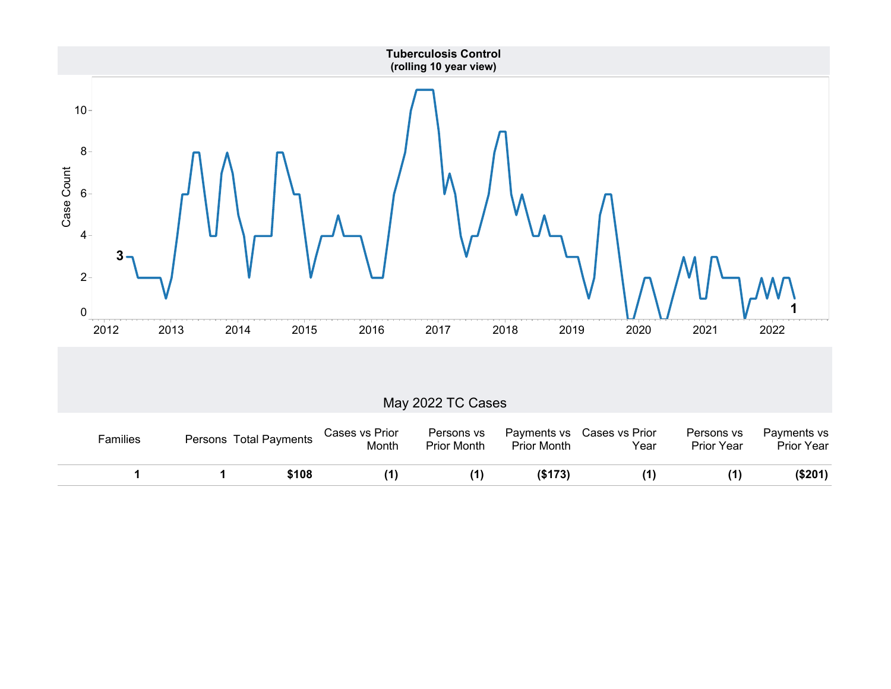**Tuberculosis Control**
**(rolling 10 year view)**

Case Count

0
2
4
6
8
10

2012 2013 2014 2015 2016 2017 2018 2019 2020 2021 2022

3

1

May 2022 TC Cases

| Families | Persons | Total Payments | Cases vs Prior Month | Persons vs Prior Month | Payments vs Prior Month | Cases vs Prior Year | Persons vs Prior Year | Payments vs Prior Year |
|---|---|---|---|---|---|---|---|---|
| **1** | **1** | **$108** | **(1)** | **(1)** | **($173)** | **(1)** | **(1)** | **($201)** |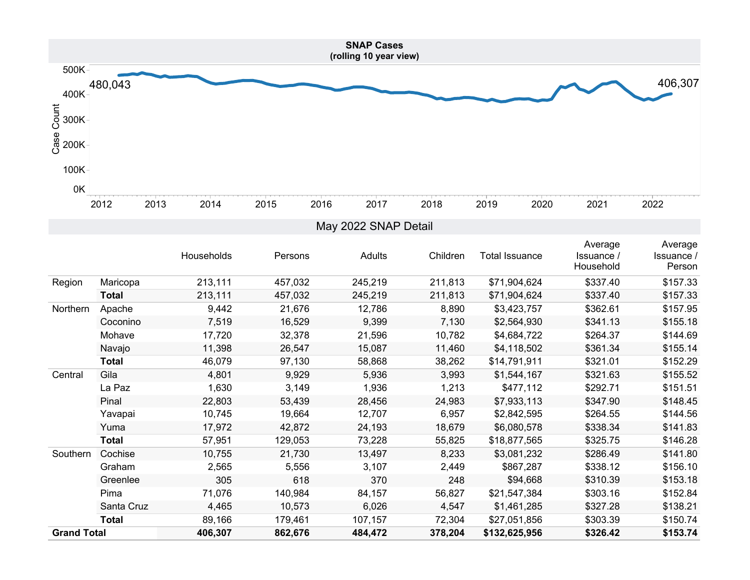**SNAP Cases**
**(rolling 10 year view)**

500K
400K
300K
200K
100K
0K

Case Count

480,043

406,307

2012 2013 2014 2015 2016 2017 2018 2019 2020 2021 2022

## May 2022 SNAP Detail

| | | Households | Persons | Adults | Children | Total Issuance | Average Issuance / Household | Average Issuance / Person |
|---|---|---|---|---|---|---|---|---|
| Region | Maricopa | 213,111 | 457,032 | 245,219 | 211,813 | $71,904,624 | $337.40 | $157.33 |
| | **Total** | 213,111 | 457,032 | 245,219 | 211,813 | $71,904,624 | $337.40 | $157.33 |
| Northern | Apache | 9,442 | 21,676 | 12,786 | 8,890 | $3,423,757 | $362.61 | $157.95 |
| | Coconino | 7,519 | 16,529 | 9,399 | 7,130 | $2,564,930 | $341.13 | $155.18 |
| | Mohave | 17,720 | 32,378 | 21,596 | 10,782 | $4,684,722 | $264.37 | $144.69 |
| | Navajo | 11,398 | 26,547 | 15,087 | 11,460 | $4,118,502 | $361.34 | $155.14 |
| | **Total** | 46,079 | 97,130 | 58,868 | 38,262 | $14,791,911 | $321.01 | $152.29 |
| Central | Gila | 4,801 | 9,929 | 5,936 | 3,993 | $1,544,167 | $321.63 | $155.52 |
| | La Paz | 1,630 | 3,149 | 1,936 | 1,213 | $477,112 | $292.71 | $151.51 |
| | Pinal | 22,803 | 53,439 | 28,456 | 24,983 | $7,933,113 | $347.90 | $148.45 |
| | Yavapai | 10,745 | 19,664 | 12,707 | 6,957 | $2,842,595 | $264.55 | $144.56 |
| | Yuma | 17,972 | 42,872 | 24,193 | 18,679 | $6,080,578 | $338.34 | $141.83 |
| | **Total** | 57,951 | 129,053 | 73,228 | 55,825 | $18,877,565 | $325.75 | $146.28 |
| Southern | Cochise | 10,755 | 21,730 | 13,497 | 8,233 | $3,081,232 | $286.49 | $141.80 |
| | Graham | 2,565 | 5,556 | 3,107 | 2,449 | $867,287 | $338.12 | $156.10 |
| | Greenlee | 305 | 618 | 370 | 248 | $94,668 | $310.39 | $153.18 |
| | Pima | 71,076 | 140,984 | 84,157 | 56,827 | $21,547,384 | $303.16 | $152.84 |
| | Santa Cruz | 4,465 | 10,573 | 6,026 | 4,547 | $1,461,285 | $327.28 | $138.21 |
| | **Total** | 89,166 | 179,461 | 107,157 | 72,304 | $27,051,856 | $303.39 | $150.74 |
| **Grand Total** | | **406,307** | **862,676** | **484,472** | **378,204** | **$132,625,956** | **$326.42** | **$153.74** |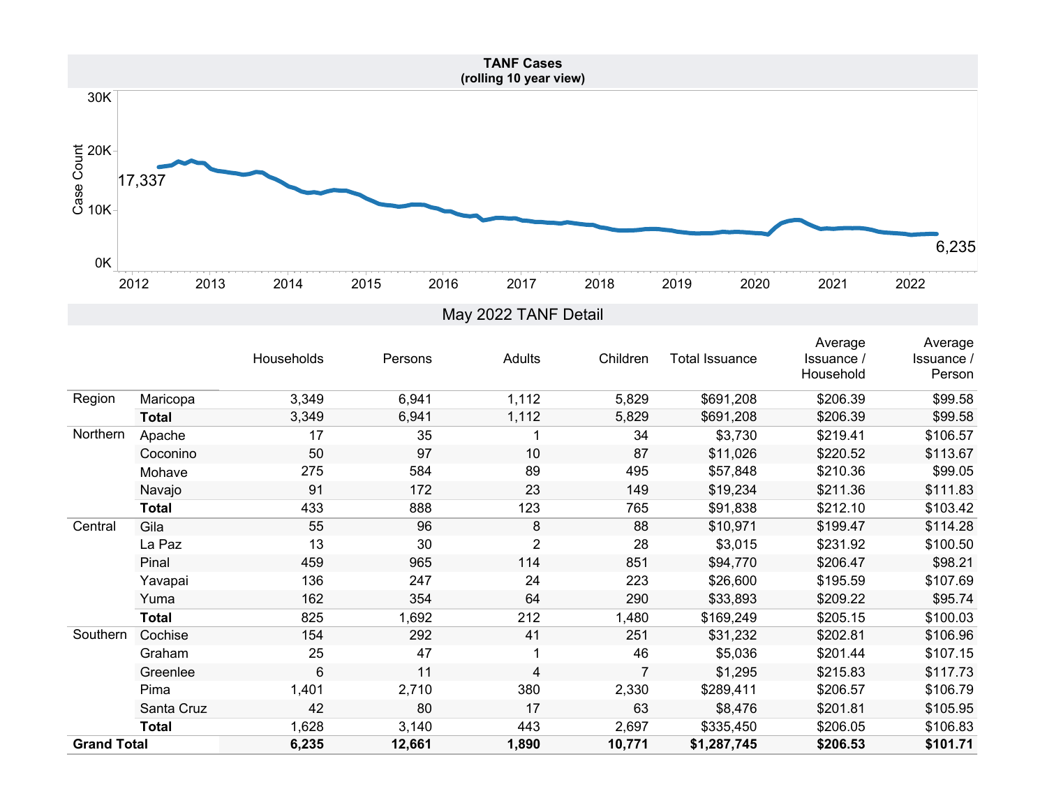**TANF Cases**
**(rolling 10 year view)**

Case Count

30K
20K
10K
0K

17,337

6,235

2012 2013 2014 2015 2016 2017 2018 2019 2020 2021 2022

## May 2022 TANF Detail

| | | Households | Persons | Adults | Children | Total Issuance | Average Issuance / Household | Average Issuance / Person |
|---|---|---|---|---|---|---|---|---|
| Region | Maricopa | 3,349 | 6,941 | 1,112 | 5,829 | $691,208 | $206.39 | $99.58 |
| | **Total** | 3,349 | 6,941 | 1,112 | 5,829 | $691,208 | $206.39 | $99.58 |
| Northern | Apache | 17 | 35 | 1 | 34 | $3,730 | $219.41 | $106.57 |
| | Coconino | 50 | 97 | 10 | 87 | $11,026 | $220.52 | $113.67 |
| | Mohave | 275 | 584 | 89 | 495 | $57,848 | $210.36 | $99.05 |
| | Navajo | 91 | 172 | 23 | 149 | $19,234 | $211.36 | $111.83 |
| | **Total** | 433 | 888 | 123 | 765 | $91,838 | $212.10 | $103.42 |
| Central | Gila | 55 | 96 | 8 | 88 | $10,971 | $199.47 | $114.28 |
| | La Paz | 13 | 30 | 2 | 28 | $3,015 | $231.92 | $100.50 |
| | Pinal | 459 | 965 | 114 | 851 | $94,770 | $206.47 | $98.21 |
| | Yavapai | 136 | 247 | 24 | 223 | $26,600 | $195.59 | $107.69 |
| | Yuma | 162 | 354 | 64 | 290 | $33,893 | $209.22 | $95.74 |
| | **Total** | 825 | 1,692 | 212 | 1,480 | $169,249 | $205.15 | $100.03 |
| Southern | Cochise | 154 | 292 | 41 | 251 | $31,232 | $202.81 | $106.96 |
| | Graham | 25 | 47 | 1 | 46 | $5,036 | $201.44 | $107.15 |
| | Greenlee | 6 | 11 | 4 | 7 | $1,295 | $215.83 | $117.73 |
| | Pima | 1,401 | 2,710 | 380 | 2,330 | $289,411 | $206.57 | $106.79 |
| | Santa Cruz | 42 | 80 | 17 | 63 | $8,476 | $201.81 | $105.95 |
| | **Total** | 1,628 | 3,140 | 443 | 2,697 | $335,450 | $206.05 | $106.83 |
| **Grand Total** | | **6,235** | **12,661** | **1,890** | **10,771** | **$1,287,745** | **$206.53** | **$101.71** |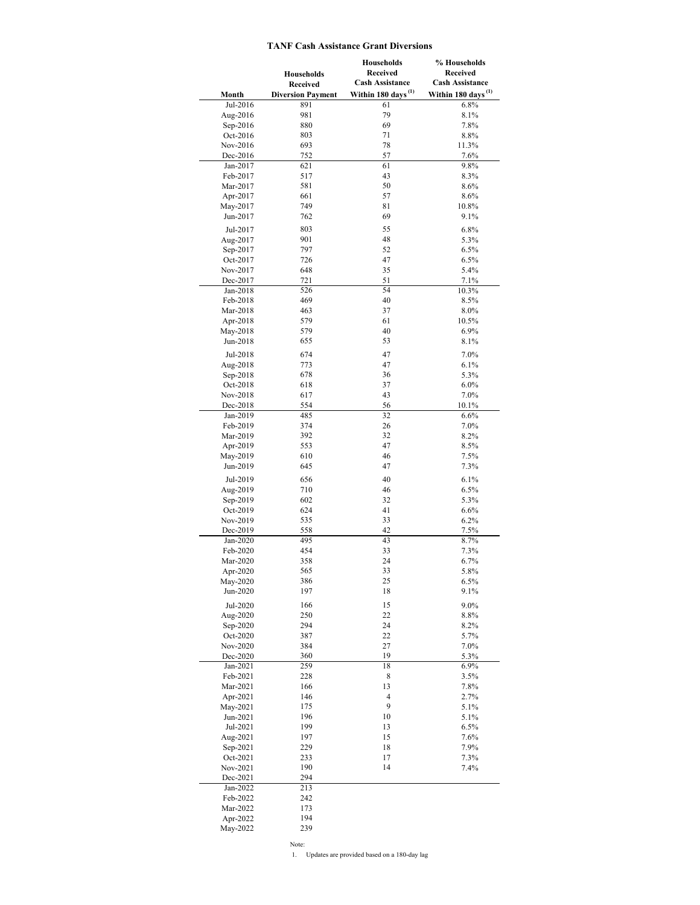# TANF Cash Assistance Grant Diversions

| Month | Households Received Diversion Payment | Households Received Cash Assistance Within 180 days [(1)] | % Households Received Cash Assistance Within 180 days [(1)] |
|---|---|---|---|
| Jul-2016 | 891 | 61 | 6.8% |
| Aug-2016 | 981 | 79 | 8.1% |
| Sep-2016 | 880 | 69 | 7.8% |
| Oct-2016 | 803 | 71 | 8.8% |
| Nov-2016 | 693 | 78 | 11.3% |
| Dec-2016 | 752 | 57 | 7.6% |
| Jan-2017 | 621 | 61 | 9.8% |
| Feb-2017 | 517 | 43 | 8.3% |
| Mar-2017 | 581 | 50 | 8.6% |
| Apr-2017 | 661 | 57 | 8.6% |
| May-2017 | 749 | 81 | 10.8% |
| Jun-2017 | 762 | 69 | 9.1% |
| Jul-2017 | 803 | 55 | 6.8% |
| Aug-2017 | 901 | 48 | 5.3% |
| Sep-2017 | 797 | 52 | 6.5% |
| Oct-2017 | 726 | 47 | 6.5% |
| Nov-2017 | 648 | 35 | 5.4% |
| Dec-2017 | 721 | 51 | 7.1% |
| Jan-2018 | 526 | 54 | 10.3% |
| Feb-2018 | 469 | 40 | 8.5% |
| Mar-2018 | 463 | 37 | 8.0% |
| Apr-2018 | 579 | 61 | 10.5% |
| May-2018 | 579 | 40 | 6.9% |
| Jun-2018 | 655 | 53 | 8.1% |
| Jul-2018 | 674 | 47 | 7.0% |
| Aug-2018 | 773 | 47 | 6.1% |
| Sep-2018 | 678 | 36 | 5.3% |
| Oct-2018 | 618 | 37 | 6.0% |
| Nov-2018 | 617 | 43 | 7.0% |
| Dec-2018 | 554 | 56 | 10.1% |
| Jan-2019 | 485 | 32 | 6.6% |
| Feb-2019 | 374 | 26 | 7.0% |
| Mar-2019 | 392 | 32 | 8.2% |
| Apr-2019 | 553 | 47 | 8.5% |
| May-2019 | 610 | 46 | 7.5% |
| Jun-2019 | 645 | 47 | 7.3% |
| Jul-2019 | 656 | 40 | 6.1% |
| Aug-2019 | 710 | 46 | 6.5% |
| Sep-2019 | 602 | 32 | 5.3% |
| Oct-2019 | 624 | 41 | 6.6% |
| Nov-2019 | 535 | 33 | 6.2% |
| Dec-2019 | 558 | 42 | 7.5% |
| Jan-2020 | 495 | 43 | 8.7% |
| Feb-2020 | 454 | 33 | 7.3% |
| Mar-2020 | 358 | 24 | 6.7% |
| Apr-2020 | 565 | 33 | 5.8% |
| May-2020 | 386 | 25 | 6.5% |
| Jun-2020 | 197 | 18 | 9.1% |
| Jul-2020 | 166 | 15 | 9.0% |
| Aug-2020 | 250 | 22 | 8.8% |
| Sep-2020 | 294 | 24 | 8.2% |
| Oct-2020 | 387 | 22 | 5.7% |
| Nov-2020 | 384 | 27 | 7.0% |
| Dec-2020 | 360 | 19 | 5.3% |
| Jan-2021 | 259 | 18 | 6.9% |
| Feb-2021 | 228 | 8 | 3.5% |
| Mar-2021 | 166 | 13 | 7.8% |
| Apr-2021 | 146 | 4 | 2.7% |
| May-2021 | 175 | 9 | 5.1% |
| Jun-2021 | 196 | 10 | 5.1% |
| Jul-2021 | 199 | 13 | 6.5% |
| Aug-2021 | 197 | 15 | 7.6% |
| Sep-2021 | 229 | 18 | 7.9% |
| Oct-2021 | 233 | 17 | 7.3% |
| Nov-2021 | 190 | 14 | 7.4% |
| Dec-2021 | 294 | | |
| Jan-2022 | 213 | | |
| Feb-2022 | 242 | | |
| Mar-2022 | 173 | | |
| Apr-2022 | 194 | | |
| May-2022 | 239 | | |

Note:

1. Updates are provided based on a 180-day lag